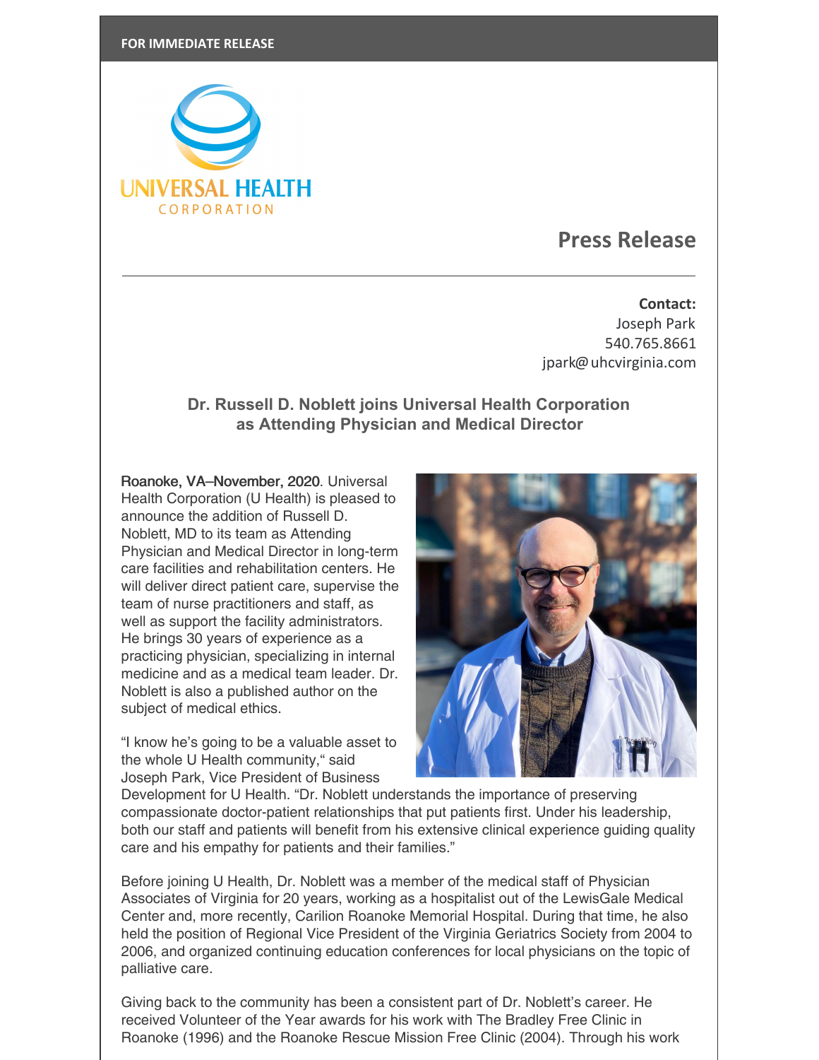**FOR IMMEDIATE RELEASE**

UNIVERSAL HEALTH
CORPORATION

# Press Release

**Contact:**
Joseph Park
540.765.8661
jpark@uhcvirginia.com

## Dr. Russell D. Noblett joins Universal Health Corporation as Attending Physician and Medical Director

Roanoke, VA–November, 2020. Universal Health Corporation (U Health) is pleased to announce the addition of Russell D. Noblett, MD to its team as Attending Physician and Medical Director in long-term care facilities and rehabilitation centers. He will deliver direct patient care, supervise the team of nurse practitioners and staff, as well as support the facility administrators. He brings 30 years of experience as a practicing physician, specializing in internal medicine and as a medical team leader. Dr. Noblett is also a published author on the subject of medical ethics.

"I know he's going to be a valuable asset to the whole U Health community," said Joseph Park, Vice President of Business Development for U Health. "Dr. Noblett understands the importance of preserving compassionate doctor-patient relationships that put patients first. Under his leadership, both our staff and patients will benefit from his extensive clinical experience guiding quality care and his empathy for patients and their families."

Before joining U Health, Dr. Noblett was a member of the medical staff of Physician Associates of Virginia for 20 years, working as a hospitalist out of the LewisGale Medical Center and, more recently, Carilion Roanoke Memorial Hospital. During that time, he also held the position of Regional Vice President of the Virginia Geriatrics Society from 2004 to 2006, and organized continuing education conferences for local physicians on the topic of palliative care.

Giving back to the community has been a consistent part of Dr. Noblett's career. He received Volunteer of the Year awards for his work with The Bradley Free Clinic in Roanoke (1996) and the Roanoke Rescue Mission Free Clinic (2004). Through his work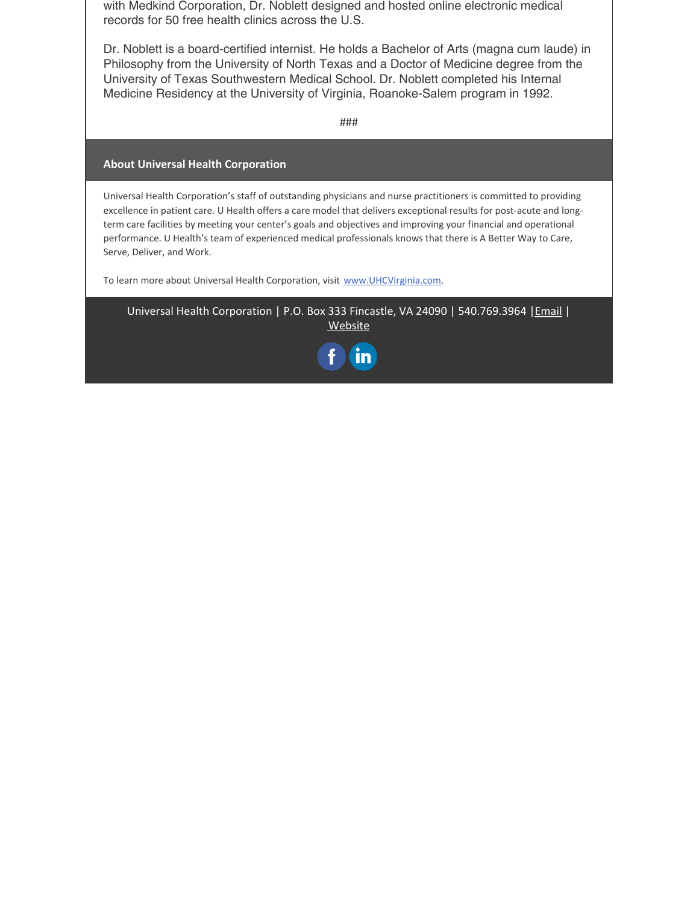with Medkind Corporation, Dr. Noblett designed and hosted online electronic medical records for 50 free health clinics across the U.S.

Dr. Noblett is a board-certified internist. He holds a Bachelor of Arts (magna cum laude) in Philosophy from the University of North Texas and a Doctor of Medicine degree from the University of Texas Southwestern Medical School. Dr. Noblett completed his Internal Medicine Residency at the University of Virginia, Roanoke-Salem program in 1992.

###

**About Universal Health Corporation**

Universal Health Corporation's staff of outstanding physicians and nurse practitioners is committed to providing excellence in patient care. U Health offers a care model that delivers exceptional results for post-acute and long-term care facilities by meeting your center's goals and objectives and improving your financial and operational performance. U Health's team of experienced medical professionals knows that there is A Better Way to Care, Serve, Deliver, and Work.

To learn more about Universal Health Corporation, visit www.UHCVirginia.com.

Universal Health Corporation | P.O. Box 333 Fincastle, VA 24090 | 540.769.3964 | Email | Website